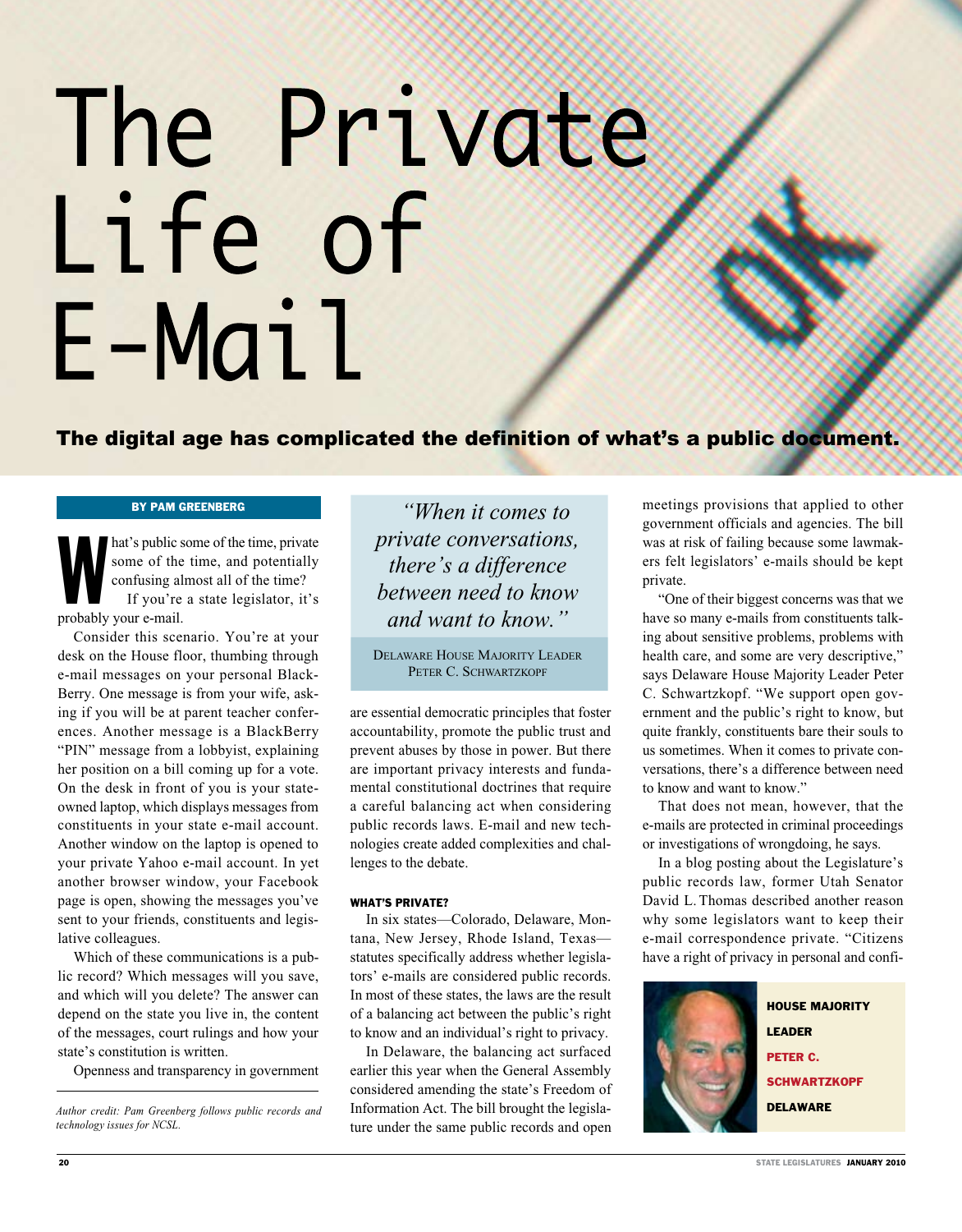# The Private Life of E-Mail

**The digital age has complicated the definition of what's a public document.**

**BY PAM GREENBERG**

What's public some of the time, private some of the time, and potentially confusing almost all of the time?

If you're a state legislator, it's probably your e-mail.

Consider this scenario. You're at your desk on the House floor, thumbing through e-mail messages on your personal BlackBerry. One message is from your wife, asking if you will be at parent teacher conferences. Another message is a BlackBerry "PIN" message from a lobbyist, explaining her position on a bill coming up for a vote. On the desk in front of you is your state-owned laptop, which displays messages from constituents in your state e-mail account. Another window on the laptop is opened to your private Yahoo e-mail account. In yet another browser window, your Facebook page is open, showing the messages you've sent to your friends, constituents and legislative colleagues.

Which of these communications is a public record? Which messages will you save, and which will you delete? The answer can depend on the state you live in, the content of the messages, court rulings and how your state's constitution is written.

Openness and transparency in government are essential democratic principles that foster accountability, promote the public trust and prevent abuses by those in power. But there are important privacy interests and fundamental constitutional doctrines that require a careful balancing act when considering public records laws. E-mail and new technologies create added complexities and challenges to the debate.

*Author credit: Pam Greenberg follows public records and technology issues for NCSL.*

> *"When it comes to private conversations, there's a difference between need to know and want to know."*
>
> DELAWARE HOUSE MAJORITY LEADER PETER C. SCHWARTZKOPF

### WHAT'S PRIVATE?

In six states—Colorado, Delaware, Montana, New Jersey, Rhode Island, Texas—statutes specifically address whether legislators' e-mails are considered public records. In most of these states, the laws are the result of a balancing act between the public's right to know and an individual's right to privacy.

In Delaware, the balancing act surfaced earlier this year when the General Assembly considered amending the state's Freedom of Information Act. The bill brought the legislature under the same public records and open meetings provisions that applied to other government officials and agencies. The bill was at risk of failing because some lawmakers felt legislators' e-mails should be kept private.

"One of their biggest concerns was that we have so many e-mails from constituents talking about sensitive problems, problems with health care, and some are very descriptive," says Delaware House Majority Leader Peter C. Schwartzkopf. "We support open government and the public's right to know, but quite frankly, constituents bare their souls to us sometimes. When it comes to private conversations, there's a difference between need to know and want to know."

That does not mean, however, that the e-mails are protected in criminal proceedings or investigations of wrongdoing, he says.

In a blog posting about the Legislature's public records law, former Utah Senator David L. Thomas described another reason why some legislators want to keep their e-mail correspondence private. "Citizens have a right of privacy in personal and confi-

**HOUSE MAJORITY LEADER PETER C. SCHWARTZKOPF DELAWARE**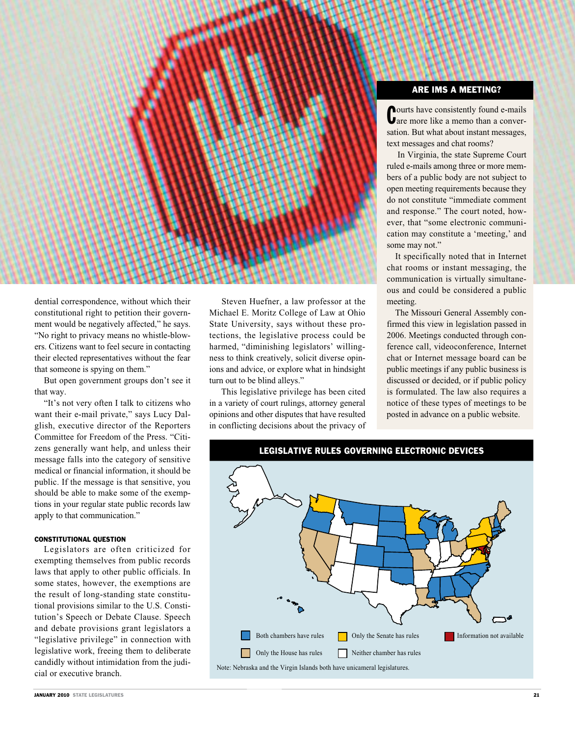dential correspondence, without which their constitutional right to petition their government would be negatively affected," he says. "No right to privacy means no whistle-blowers. Citizens want to feel secure in contacting their elected representatives without the fear that someone is spying on them."

But open government groups don't see it that way.

"It's not very often I talk to citizens who want their e-mail private," says Lucy Dalglish, executive director of the Reporters Committee for Freedom of the Press. "Citizens generally want help, and unless their message falls into the category of sensitive medical or financial information, it should be public. If the message is that sensitive, you should be able to make some of the exemptions in your regular state public records law apply to that communication."

### CONSTITUTIONAL QUESTION

Legislators are often criticized for exempting themselves from public records laws that apply to other public officials. In some states, however, the exemptions are the result of long-standing state constitutional provisions similar to the U.S. Constitution's Speech or Debate Clause. Speech and debate provisions grant legislators a "legislative privilege" in connection with legislative work, freeing them to deliberate candidly without intimidation from the judicial or executive branch.

Steven Huefner, a law professor at the Michael E. Moritz College of Law at Ohio State University, says without these protections, the legislative process could be harmed, "diminishing legislators' willingness to think creatively, solicit diverse opinions and advice, or explore what in hindsight turn out to be blind alleys."

This legislative privilege has been cited in a variety of court rulings, attorney general opinions and other disputes that have resulted in conflicting decisions about the privacy of

## ARE IMS A MEETING?

Courts have consistently found e-mails are more like a memo than a conversation. But what about instant messages, text messages and chat rooms?

In Virginia, the state Supreme Court ruled e-mails among three or more members of a public body are not subject to open meeting requirements because they do not constitute "immediate comment and response." The court noted, however, that "some electronic communication may constitute a 'meeting,' and some may not."

It specifically noted that in Internet chat rooms or instant messaging, the communication is virtually simultaneous and could be considered a public meeting.

The Missouri General Assembly confirmed this view in legislation passed in 2006. Meetings conducted through conference call, videoconference, Internet chat or Internet message board can be public meetings if any public business is discussed or decided, or if public policy is formulated. The law also requires a notice of these types of meetings to be posted in advance on a public website.

## LEGISLATIVE RULES GOVERNING ELECTRONIC DEVICES

Both chambers have rules · Only the Senate has rules · Information not available · Only the House has rules · Neither chamber has rules

Note: Nebraska and the Virgin Islands both have unicameral legislatures.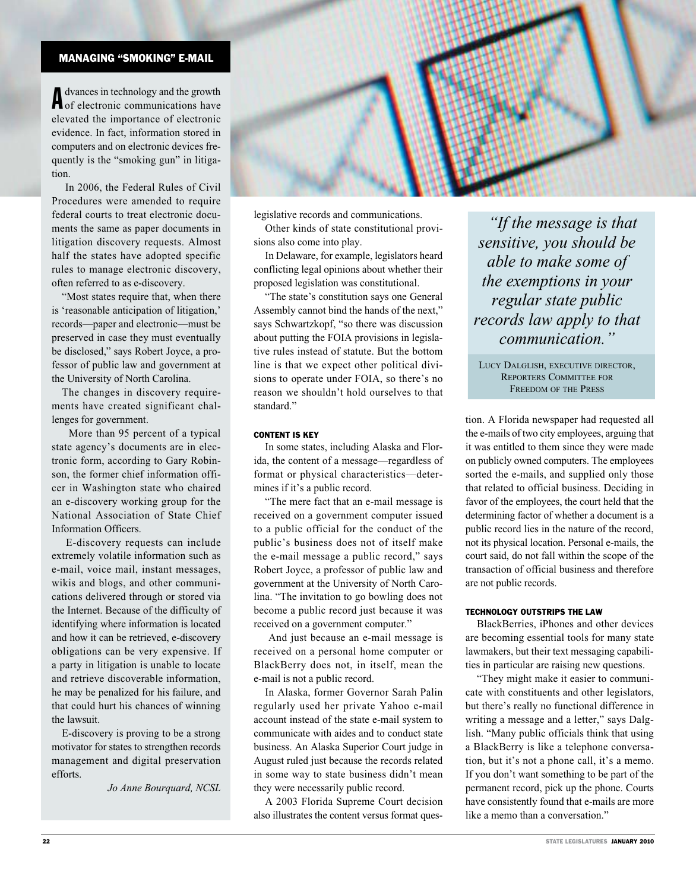## MANAGING "SMOKING" E-MAIL

Advances in technology and the growth of electronic communications have elevated the importance of electronic evidence. In fact, information stored in computers and on electronic devices frequently is the "smoking gun" in litigation.

In 2006, the Federal Rules of Civil Procedures were amended to require federal courts to treat electronic documents the same as paper documents in litigation discovery requests. Almost half the states have adopted specific rules to manage electronic discovery, often referred to as e-discovery.

"Most states require that, when there is 'reasonable anticipation of litigation,' records—paper and electronic—must be preserved in case they must eventually be disclosed," says Robert Joyce, a professor of public law and government at the University of North Carolina.

The changes in discovery requirements have created significant challenges for government.

More than 95 percent of a typical state agency's documents are in electronic form, according to Gary Robinson, the former chief information officer in Washington state who chaired an e-discovery working group for the National Association of State Chief Information Officers.

E-discovery requests can include extremely volatile information such as e-mail, voice mail, instant messages, wikis and blogs, and other communications delivered through or stored via the Internet. Because of the difficulty of identifying where information is located and how it can be retrieved, e-discovery obligations can be very expensive. If a party in litigation is unable to locate and retrieve discoverable information, he may be penalized for his failure, and that could hurt his chances of winning the lawsuit.

E-discovery is proving to be a strong motivator for states to strengthen records management and digital preservation efforts.

*Jo Anne Bourquard, NCSL*

---

legislative records and communications.

Other kinds of state constitutional provisions also come into play.

In Delaware, for example, legislators heard conflicting legal opinions about whether their proposed legislation was constitutional.

"The state's constitution says one General Assembly cannot bind the hands of the next," says Schwartzkopf, "so there was discussion about putting the FOIA provisions in legislative rules instead of statute. But the bottom line is that we expect other political divisions to operate under FOIA, so there's no reason we shouldn't hold ourselves to that standard."

### CONTENT IS KEY

In some states, including Alaska and Florida, the content of a message—regardless of format or physical characteristics—determines if it's a public record.

"The mere fact that an e-mail message is received on a government computer issued to a public official for the conduct of the public's business does not of itself make the e-mail message a public record," says Robert Joyce, a professor of public law and government at the University of North Carolina. "The invitation to go bowling does not become a public record just because it was received on a government computer."

And just because an e-mail message is received on a personal home computer or BlackBerry does not, in itself, mean the e-mail is not a public record.

In Alaska, former Governor Sarah Palin regularly used her private Yahoo e-mail account instead of the state e-mail system to communicate with aides and to conduct state business. An Alaska Superior Court judge in August ruled just because the records related in some way to state business didn't mean they were necessarily public record.

A 2003 Florida Supreme Court decision also illustrates the content versus format question. A Florida newspaper had requested all the e-mails of two city employees, arguing that it was entitled to them since they were made on publicly owned computers. The employees sorted the e-mails, and supplied only those that related to official business. Deciding in favor of the employees, the court held that the determining factor of whether a document is a public record lies in the nature of the record, not its physical location. Personal e-mails, the court said, do not fall within the scope of the transaction of official business and therefore are not public records.

> *"If the message is that sensitive, you should be able to make some of the exemptions in your regular state public records law apply to that communication."*
>
> Lucy Dalglish, executive director, Reporters Committee for Freedom of the Press

### TECHNOLOGY OUTSTRIPS THE LAW

BlackBerries, iPhones and other devices are becoming essential tools for many state lawmakers, but their text messaging capabilities in particular are raising new questions.

"They might make it easier to communicate with constituents and other legislators, but there's really no functional difference in writing a message and a letter," says Dalglish. "Many public officials think that using a BlackBerry is like a telephone conversation, but it's not a phone call, it's a memo. If you don't want something to be part of the permanent record, pick up the phone. Courts have consistently found that e-mails are more like a memo than a conversation."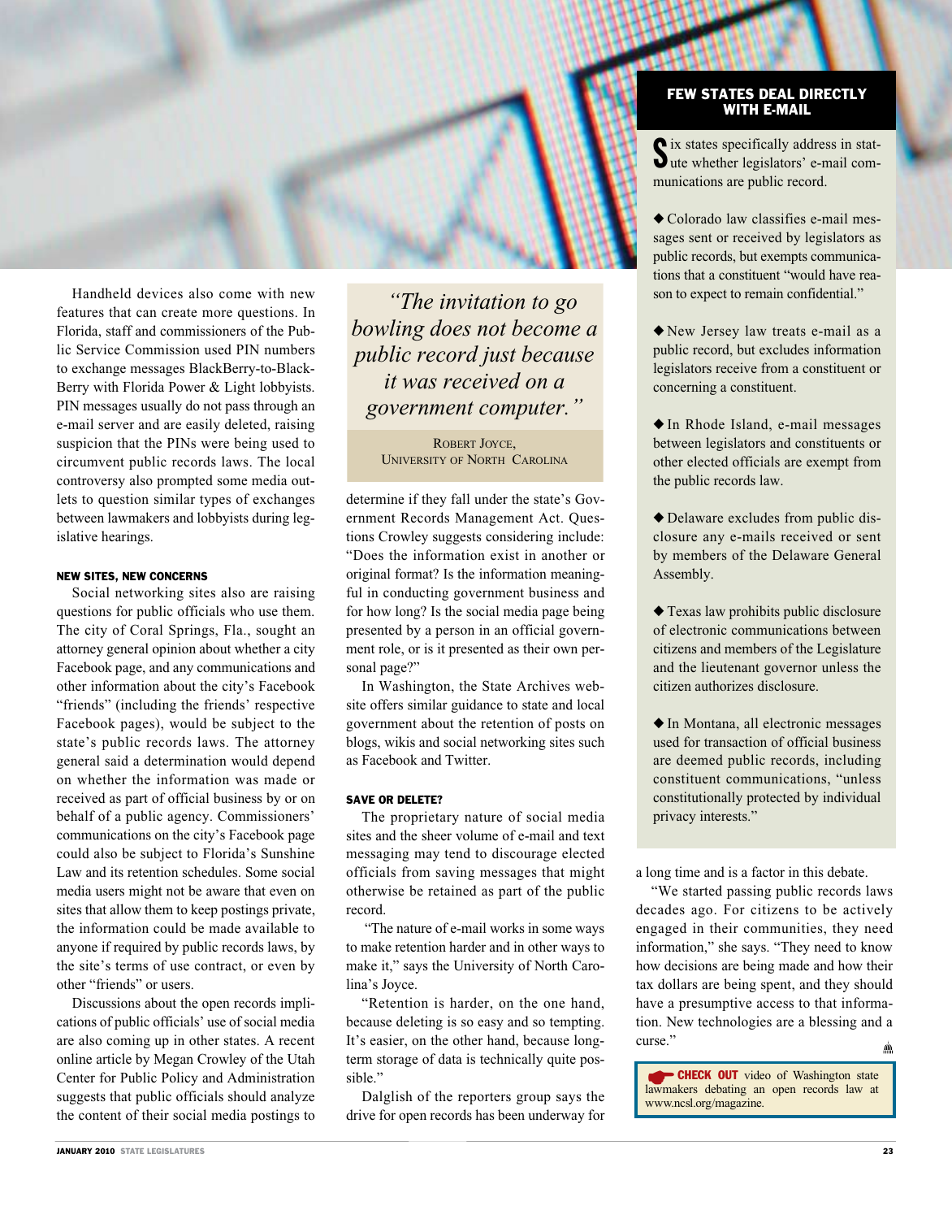Handheld devices also come with new features that can create more questions. In Florida, staff and commissioners of the Public Service Commission used PIN numbers to exchange messages BlackBerry-to-BlackBerry with Florida Power & Light lobbyists. PIN messages usually do not pass through an e-mail server and are easily deleted, raising suspicion that the PINs were being used to circumvent public records laws. The local controversy also prompted some media outlets to question similar types of exchanges between lawmakers and lobbyists during legislative hearings.

#### NEW SITES, NEW CONCERNS

Social networking sites also are raising questions for public officials who use them. The city of Coral Springs, Fla., sought an attorney general opinion about whether a city Facebook page, and any communications and other information about the city's Facebook "friends" (including the friends' respective Facebook pages), would be subject to the state's public records laws. The attorney general said a determination would depend on whether the information was made or received as part of official business by or on behalf of a public agency. Commissioners' communications on the city's Facebook page could also be subject to Florida's Sunshine Law and its retention schedules. Some social media users might not be aware that even on sites that allow them to keep postings private, the information could be made available to anyone if required by public records laws, by the site's terms of use contract, or even by other "friends" or users.

Discussions about the open records implications of public officials' use of social media are also coming up in other states. A recent online article by Megan Crowley of the Utah Center for Public Policy and Administration suggests that public officials should analyze the content of their social media postings to determine if they fall under the state's Government Records Management Act. Questions Crowley suggests considering include: "Does the information exist in another or original format? Is the information meaningful in conducting government business and for how long? Is the social media page being presented by a person in an official government role, or is it presented as their own personal page?"

> *"The invitation to go bowling does not become a public record just because it was received on a government computer."*
>
> ROBERT JOYCE, UNIVERSITY OF NORTH CAROLINA

In Washington, the State Archives website offers similar guidance to state and local government about the retention of posts on blogs, wikis and social networking sites such as Facebook and Twitter.

#### SAVE OR DELETE?

The proprietary nature of social media sites and the sheer volume of e-mail and text messaging may tend to discourage elected officials from saving messages that might otherwise be retained as part of the public record.

"The nature of e-mail works in some ways to make retention harder and in other ways to make it," says the University of North Carolina's Joyce.

"Retention is harder, on the one hand, because deleting is so easy and so tempting. It's easier, on the other hand, because long-term storage of data is technically quite possible."

Dalglish of the reporters group says the drive for open records has been underway for a long time and is a factor in this debate.

"We started passing public records laws decades ago. For citizens to be actively engaged in their communities, they need information," she says. "They need to know how decisions are being made and how their tax dollars are being spent, and they should have a presumptive access to that information. New technologies are a blessing and a curse."

### FEW STATES DEAL DIRECTLY WITH E-MAIL

Six states specifically address in statute whether legislators' e-mail communications are public record.

◆ Colorado law classifies e-mail messages sent or received by legislators as public records, but exempts communications that a constituent "would have reason to expect to remain confidential."

◆ New Jersey law treats e-mail as a public record, but excludes information legislators receive from a constituent or concerning a constituent.

◆ In Rhode Island, e-mail messages between legislators and constituents or other elected officials are exempt from the public records law.

◆ Delaware excludes from public disclosure any e-mails received or sent by members of the Delaware General Assembly.

◆ Texas law prohibits public disclosure of electronic communications between citizens and members of the Legislature and the lieutenant governor unless the citizen authorizes disclosure.

◆ In Montana, all electronic messages used for transaction of official business are deemed public records, including constituent communications, "unless constitutionally protected by individual privacy interests."

**CHECK OUT** video of Washington state lawmakers debating an open records law at www.ncsl.org/magazine.